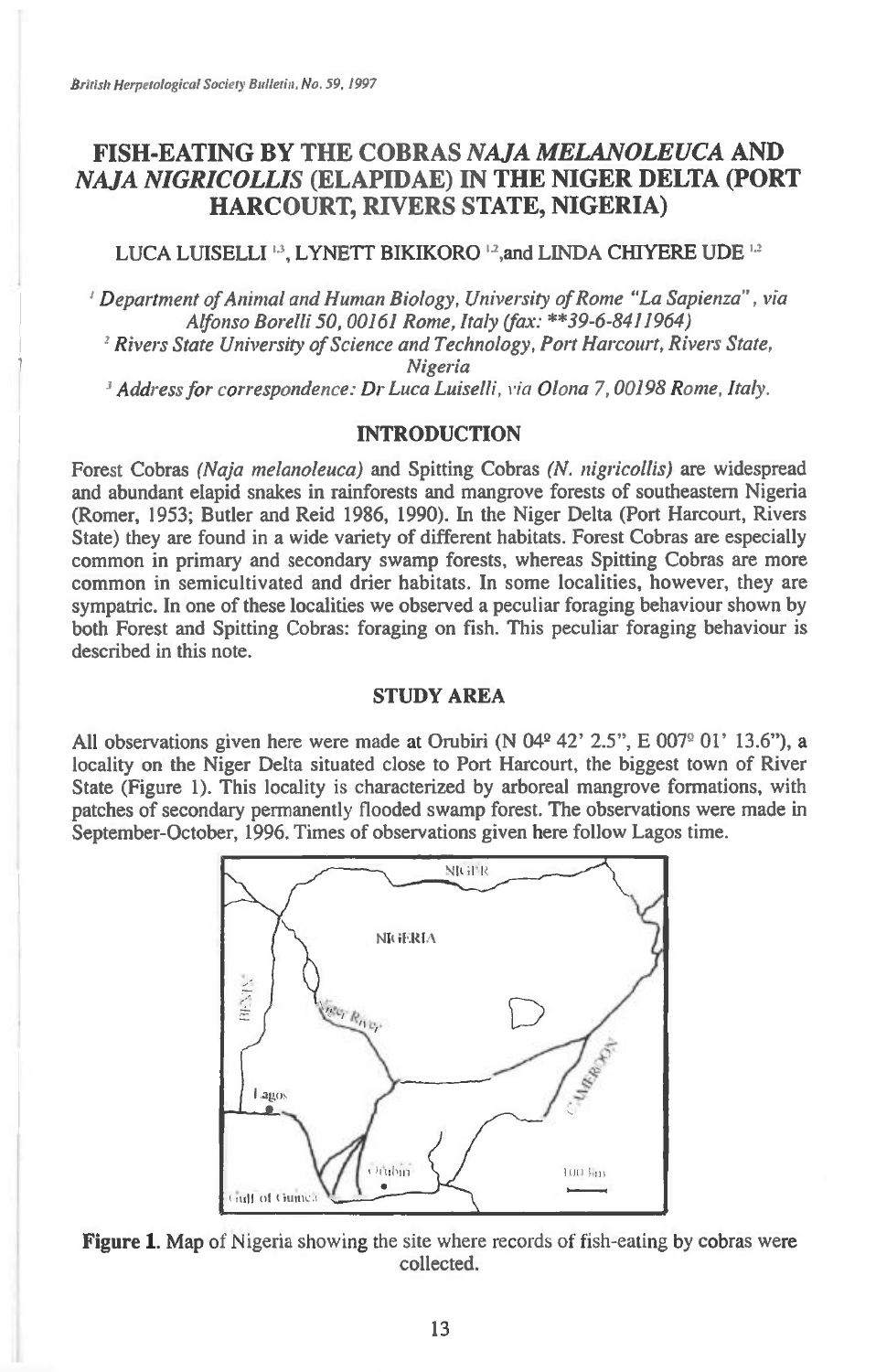# FISH-EATING BY THE COBRAS *NAJA MELANOLEUCA* AND *NAJA NIGRICOLLIS* (ELAPIDAE) IN THE NIGER DELTA (PORT HARCOURT, RIVERS STATE, NIGERIA)

LUCA LUISELLI [1,3], LYNETT BIKIKORO [1,2], and LINDA CHIYERE UDE [1,2]

[1] *Department of Animal and Human Biology, University of Rome "La Sapienza", via Alfonso Borelli 50, 00161 Rome, Italy (fax: **39-6-8411964)*

[2] *Rivers State University of Science and Technology, Port Harcourt, Rivers State, Nigeria*

[3] *Address for correspondence: Dr Luca Luiselli, via Olona 7, 00198 Rome, Italy.*

## INTRODUCTION

Forest Cobras *(Naja melanoleuca)* and Spitting Cobras *(N. nigricollis)* are widespread and abundant elapid snakes in rainforests and mangrove forests of southeastern Nigeria (Romer, 1953; Butler and Reid 1986, 1990). In the Niger Delta (Port Harcourt, Rivers State) they are found in a wide variety of different habitats. Forest Cobras are especially common in primary and secondary swamp forests, whereas Spitting Cobras are more common in semicultivated and drier habitats. In some localities, however, they are sympatric. In one of these localities we observed a peculiar foraging behaviour shown by both Forest and Spitting Cobras: foraging on fish. This peculiar foraging behaviour is described in this note.

## STUDY AREA

All observations given here were made at Orubiri (N 04º 42' 2.5", E 007º 01' 13.6"), a locality on the Niger Delta situated close to Port Harcourt, the biggest town of River State (Figure 1). This locality is characterized by arboreal mangrove formations, with patches of secondary permanently flooded swamp forest. The observations were made in September-October, 1996. Times of observations given here follow Lagos time.

**Figure 1.** Map of Nigeria showing the site where records of fish-eating by cobras were collected.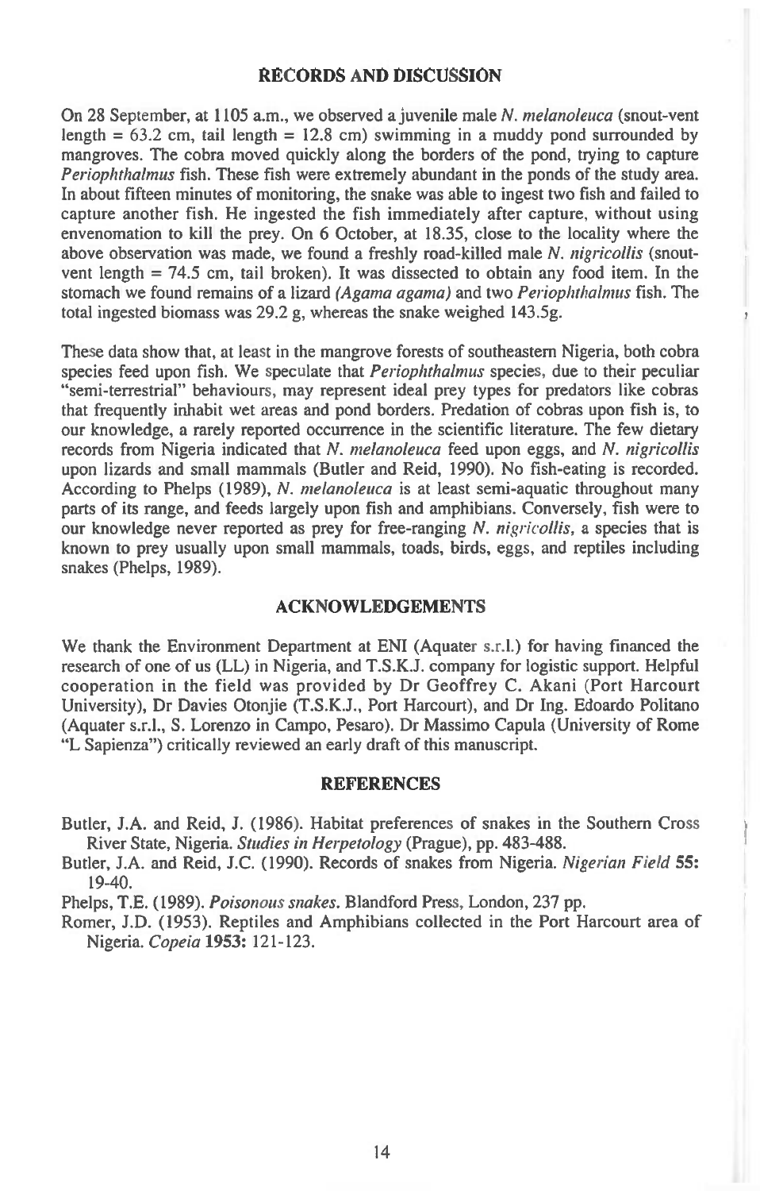## RECORDS AND DISCUSSION

On 28 September, at 1105 a.m., we observed a juvenile male *N. melanoleuca* (snout-vent length = 63.2 cm, tail length = 12.8 cm) swimming in a muddy pond surrounded by mangroves. The cobra moved quickly along the borders of the pond, trying to capture *Periophthalmus* fish. These fish were extremely abundant in the ponds of the study area. In about fifteen minutes of monitoring, the snake was able to ingest two fish and failed to capture another fish. He ingested the fish immediately after capture, without using envenomation to kill the prey. On 6 October, at 18.35, close to the locality where the above observation was made, we found a freshly road-killed male *N. nigricollis* (snout-vent length = 74.5 cm, tail broken). It was dissected to obtain any food item. In the stomach we found remains of a lizard *(Agama agama)* and two *Periophthalmus* fish. The total ingested biomass was 29.2 g, whereas the snake weighed 143.5g.

These data show that, at least in the mangrove forests of southeastern Nigeria, both cobra species feed upon fish. We speculate that *Periophthalmus* species, due to their peculiar "semi-terrestrial" behaviours, may represent ideal prey types for predators like cobras that frequently inhabit wet areas and pond borders. Predation of cobras upon fish is, to our knowledge, a rarely reported occurrence in the scientific literature. The few dietary records from Nigeria indicated that *N. melanoleuca* feed upon eggs, and *N. nigricollis* upon lizards and small mammals (Butler and Reid, 1990). No fish-eating is recorded. According to Phelps (1989), *N. melanoleuca* is at least semi-aquatic throughout many parts of its range, and feeds largely upon fish and amphibians. Conversely, fish were to our knowledge never reported as prey for free-ranging *N. nigricollis*, a species that is known to prey usually upon small mammals, toads, birds, eggs, and reptiles including snakes (Phelps, 1989).

## ACKNOWLEDGEMENTS

We thank the Environment Department at ENI (Aquater s.r.l.) for having financed the research of one of us (LL) in Nigeria, and T.S.K.J. company for logistic support. Helpful cooperation in the field was provided by Dr Geoffrey C. Akani (Port Harcourt University), Dr Davies Otonjie (T.S.K.J., Port Harcourt), and Dr Ing. Edoardo Politano (Aquater s.r.l., S. Lorenzo in Campo, Pesaro). Dr Massimo Capula (University of Rome "L Sapienza") critically reviewed an early draft of this manuscript.

## REFERENCES

Butler, J.A. and Reid, J. (1986). Habitat preferences of snakes in the Southern Cross River State, Nigeria. *Studies in Herpetology* (Prague), pp. 483-488.

Butler, J.A. and Reid, J.C. (1990). Records of snakes from Nigeria. *Nigerian Field* **55:** 19-40.

Phelps, T.E. (1989). *Poisonous snakes.* Blandford Press, London, 237 pp.

Romer, J.D. (1953). Reptiles and Amphibians collected in the Port Harcourt area of Nigeria. *Copeia* **1953:** 121-123.